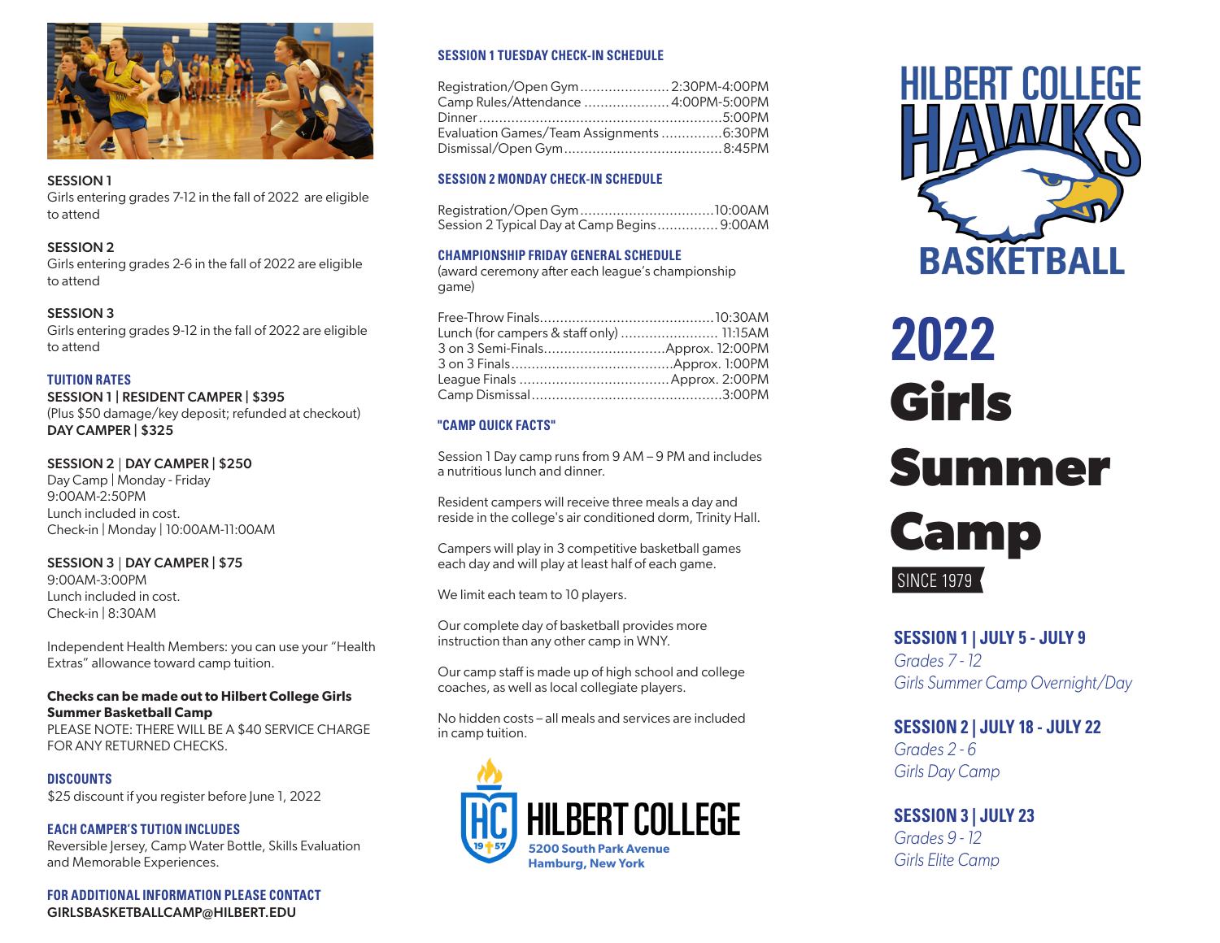SESSION 1
Girls entering grades 7-12 in the fall of 2022 are eligible to attend

SESSION 2
Girls entering grades 2-6 in the fall of 2022 are eligible to attend

SESSION 3
Girls entering grades 9-12 in the fall of 2022 are eligible to attend

### TUITION RATES

**SESSION 1 | RESIDENT CAMPER | $395**
(Plus $50 damage/key deposit; refunded at checkout)
**DAY CAMPER | $325**

**SESSION 2 | DAY CAMPER | $250**
Day Camp | Monday - Friday
9:00AM-2:50PM
Lunch included in cost.
Check-in | Monday | 10:00AM-11:00AM

**SESSION 3 | DAY CAMPER | $75**
9:00AM-3:00PM
Lunch included in cost.
Check-in | 8:30AM

Independent Health Members: you can use your "Health Extras" allowance toward camp tuition.

**Checks can be made out to Hilbert College Girls Summer Basketball Camp**
PLEASE NOTE: THERE WILL BE A $40 SERVICE CHARGE FOR ANY RETURNED CHECKS.

### DISCOUNTS

$25 discount if you register before June 1, 2022

### EACH CAMPER'S TUTION INCLUDES

Reversible Jersey, Camp Water Bottle, Skills Evaluation and Memorable Experiences.

### FOR ADDITIONAL INFORMATION PLEASE CONTACT

GIRLSBASKETBALLCAMP@HILBERT.EDU

### SESSION 1 TUESDAY CHECK-IN SCHEDULE

Registration/Open Gym ...................... 2:30PM-4:00PM
Camp Rules/Attendance ..................... 4:00PM-5:00PM
Dinner ............................................ 5:00PM
Evaluation Games/Team Assignments .............. 6:30PM
Dismissal/Open Gym ...................................... 8:45PM

### SESSION 2 MONDAY CHECK-IN SCHEDULE

Registration/Open Gym ................................. 10:00AM
Session 2 Typical Day at Camp Begins ............... 9:00AM

### CHAMPIONSHIP FRIDAY GENERAL SCHEDULE

(award ceremony after each league's championship game)

Free-Throw Finals .......................................... 10:30AM
Lunch (for campers & staff only) ........................ 11:15AM
3 on 3 Semi-Finals .............................. Approx. 12:00PM
3 on 3 Finals ........................................ Approx. 1:00PM
League Finals ..................................... Approx. 2:00PM
Camp Dismissal ............................................... 3:00PM

### "CAMP QUICK FACTS"

Session 1 Day camp runs from 9 AM – 9 PM and includes a nutritious lunch and dinner.

Resident campers will receive three meals a day and reside in the college's air conditioned dorm, Trinity Hall.

Campers will play in 3 competitive basketball games each day and will play at least half of each game.

We limit each team to 10 players.

Our complete day of basketball provides more instruction than any other camp in WNY.

Our camp staff is made up of high school and college coaches, as well as local collegiate players.

No hidden costs – all meals and services are included in camp tuition.

HILBERT COLLEGE
5200 South Park Avenue
Hamburg, New York

# HILBERT COLLEGE HAWKS BASKETBALL

# 2022 Girls Summer Camp

SINCE 1979

**SESSION 1 | JULY 5 - JULY 9**
*Grades 7 - 12*
*Girls Summer Camp Overnight/Day*

**SESSION 2 | JULY 18 - JULY 22**
*Grades 2 - 6*
*Girls Day Camp*

**SESSION 3 | JULY 23**
*Grades 9 - 12*
*Girls Elite Camp*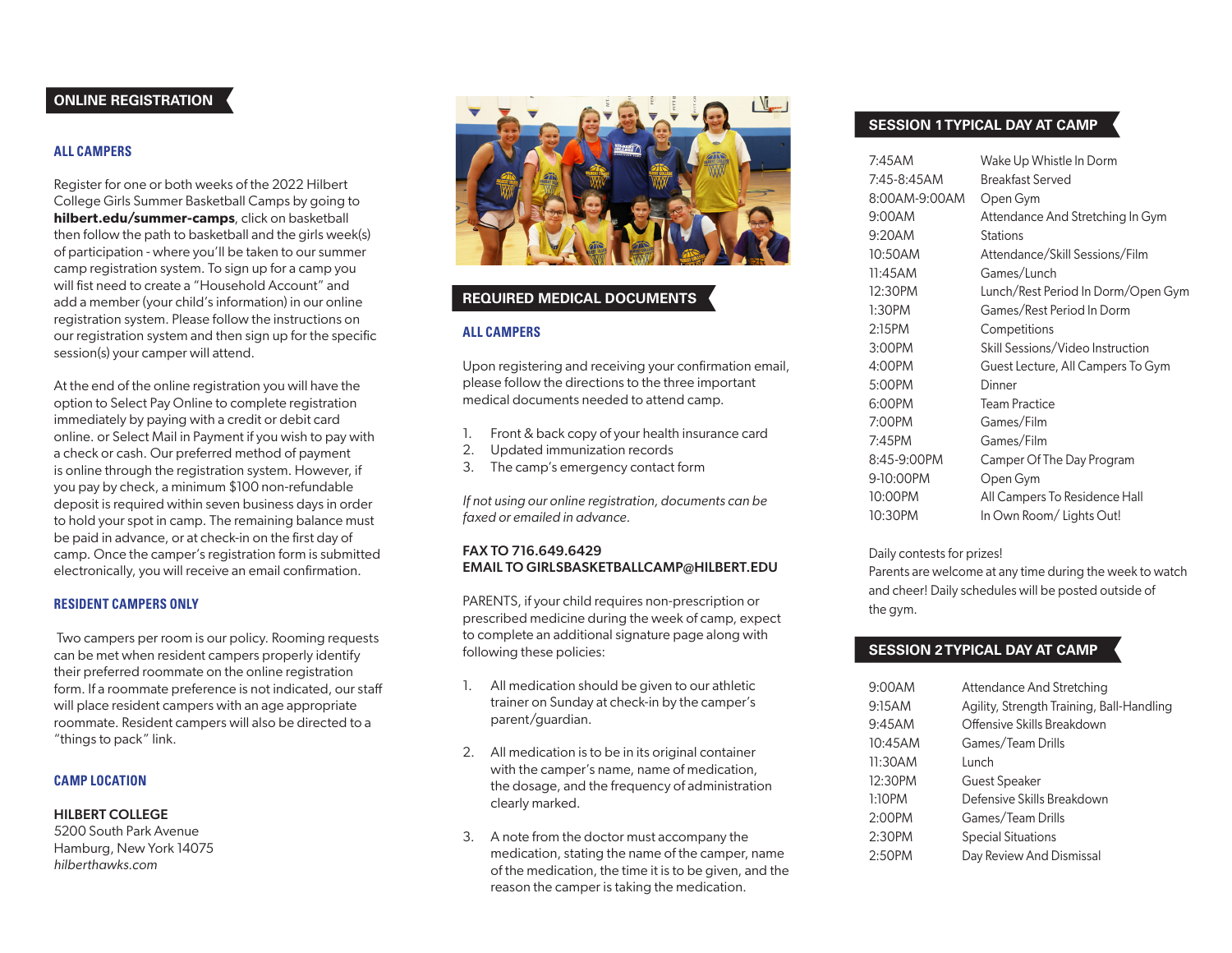## ONLINE REGISTRATION

### ALL CAMPERS

Register for one or both weeks of the 2022 Hilbert College Girls Summer Basketball Camps by going to **hilbert.edu/summer-camps**, click on basketball then follow the path to basketball and the girls week(s) of participation - where you'll be taken to our summer camp registration system. To sign up for a camp you will fist need to create a "Household Account" and add a member (your child's information) in our online registration system. Please follow the instructions on our registration system and then sign up for the specific session(s) your camper will attend.

At the end of the online registration you will have the option to Select Pay Online to complete registration immediately by paying with a credit or debit card online. or Select Mail in Payment if you wish to pay with a check or cash. Our preferred method of payment is online through the registration system. However, if you pay by check, a minimum $100 non-refundable deposit is required within seven business days in order to hold your spot in camp. The remaining balance must be paid in advance, or at check-in on the first day of camp. Once the camper's registration form is submitted electronically, you will receive an email confirmation.

### RESIDENT CAMPERS ONLY

Two campers per room is our policy. Rooming requests can be met when resident campers properly identify their preferred roommate on the online registration form. If a roommate preference is not indicated, our staff will place resident campers with an age appropriate roommate. Resident campers will also be directed to a "things to pack" link.

### CAMP LOCATION

HILBERT COLLEGE
5200 South Park Avenue
Hamburg, New York 14075
*hilberthawks.com*

## REQUIRED MEDICAL DOCUMENTS

### ALL CAMPERS

Upon registering and receiving your confirmation email, please follow the directions to the three important medical documents needed to attend camp.

1. Front & back copy of your health insurance card
2. Updated immunization records
3. The camp's emergency contact form

*If not using our online registration, documents can be faxed or emailed in advance.*

FAX TO 716.649.6429
EMAIL TO GIRLSBASKETBALLCAMP@HILBERT.EDU

PARENTS, if your child requires non-prescription or prescribed medicine during the week of camp, expect to complete an additional signature page along with following these policies:

1. All medication should be given to our athletic trainer on Sunday at check-in by the camper's parent/guardian.

2. All medication is to be in its original container with the camper's name, name of medication, the dosage, and the frequency of administration clearly marked.

3. A note from the doctor must accompany the medication, stating the name of the camper, name of the medication, the time it is to be given, and the reason the camper is taking the medication.

## SESSION 1 TYPICAL DAY AT CAMP

| | |
|---|---|
| 7:45AM | Wake Up Whistle In Dorm |
| 7:45-8:45AM | Breakfast Served |
| 8:00AM-9:00AM | Open Gym |
| 9:00AM | Attendance And Stretching In Gym |
| 9:20AM | Stations |
| 10:50AM | Attendance/Skill Sessions/Film |
| 11:45AM | Games/Lunch |
| 12:30PM | Lunch/Rest Period In Dorm/Open Gym |
| 1:30PM | Games/Rest Period In Dorm |
| 2:15PM | Competitions |
| 3:00PM | Skill Sessions/Video Instruction |
| 4:00PM | Guest Lecture, All Campers To Gym |
| 5:00PM | Dinner |
| 6:00PM | Team Practice |
| 7:00PM | Games/Film |
| 7:45PM | Games/Film |
| 8:45-9:00PM | Camper Of The Day Program |
| 9-10:00PM | Open Gym |
| 10:00PM | All Campers To Residence Hall |
| 10:30PM | In Own Room/ Lights Out! |

Daily contests for prizes!
Parents are welcome at any time during the week to watch and cheer! Daily schedules will be posted outside of the gym.

## SESSION 2 TYPICAL DAY AT CAMP

| | |
|---|---|
| 9:00AM | Attendance And Stretching |
| 9:15AM | Agility, Strength Training, Ball-Handling |
| 9:45AM | Offensive Skills Breakdown |
| 10:45AM | Games/Team Drills |
| 11:30AM | Lunch |
| 12:30PM | Guest Speaker |
| 1:10PM | Defensive Skills Breakdown |
| 2:00PM | Games/Team Drills |
| 2:30PM | Special Situations |
| 2:50PM | Day Review And Dismissal |